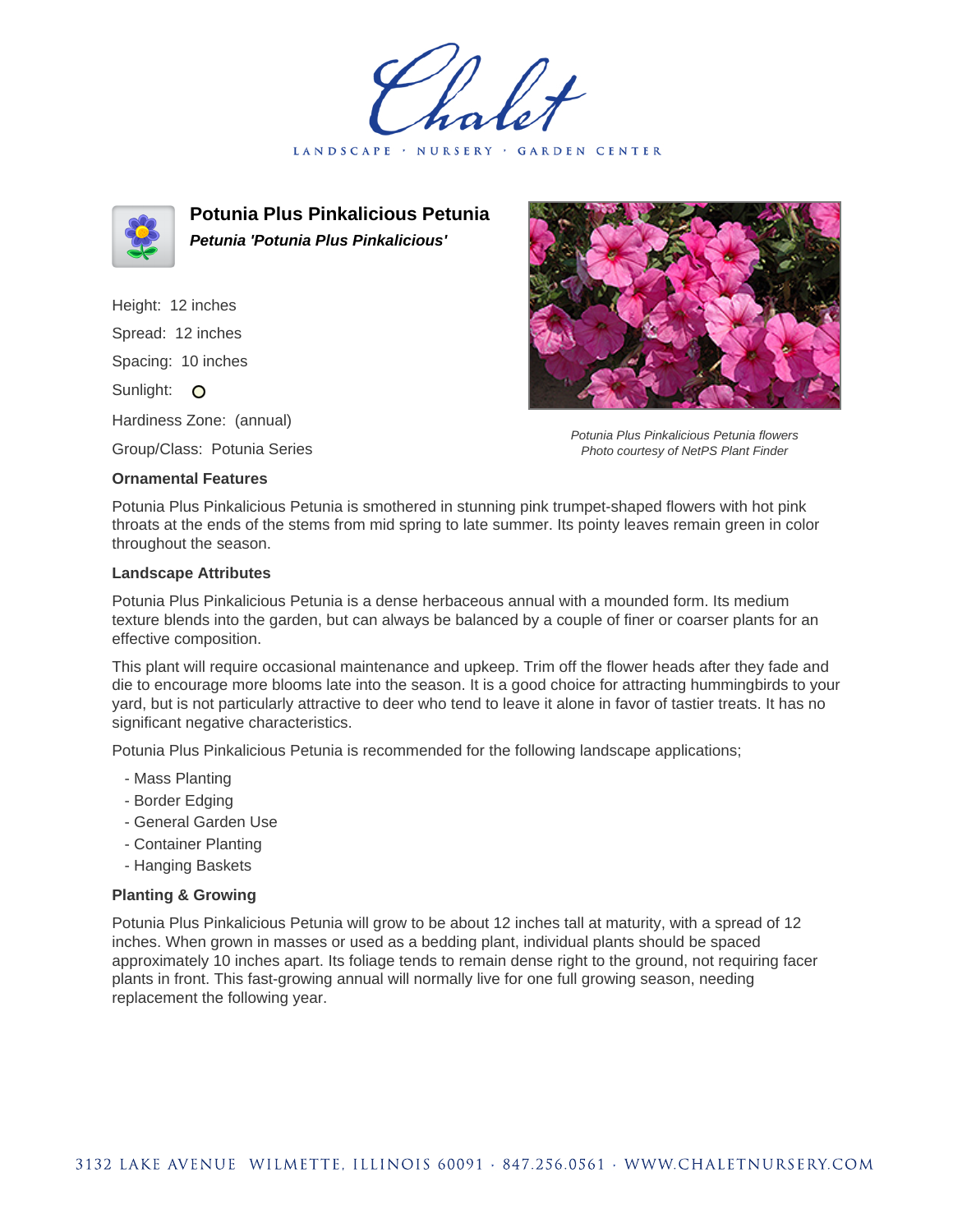# Potunia Plus Pinkalicious Petunia

***Petunia 'Potunia Plus Pinkalicious'***

Height: 12 inches

Spread: 12 inches

Spacing: 10 inches

Sunlight: O

Hardiness Zone: (annual)

Group/Class: Potunia Series

*Potunia Plus Pinkalicious Petunia flowers*
*Photo courtesy of NetPS Plant Finder*

### Ornamental Features

Potunia Plus Pinkalicious Petunia is smothered in stunning pink trumpet-shaped flowers with hot pink throats at the ends of the stems from mid spring to late summer. Its pointy leaves remain green in color throughout the season.

### Landscape Attributes

Potunia Plus Pinkalicious Petunia is a dense herbaceous annual with a mounded form. Its medium texture blends into the garden, but can always be balanced by a couple of finer or coarser plants for an effective composition.

This plant will require occasional maintenance and upkeep. Trim off the flower heads after they fade and die to encourage more blooms late into the season. It is a good choice for attracting hummingbirds to your yard, but is not particularly attractive to deer who tend to leave it alone in favor of tastier treats. It has no significant negative characteristics.

Potunia Plus Pinkalicious Petunia is recommended for the following landscape applications;

- Mass Planting
- Border Edging
- General Garden Use
- Container Planting
- Hanging Baskets

### Planting & Growing

Potunia Plus Pinkalicious Petunia will grow to be about 12 inches tall at maturity, with a spread of 12 inches. When grown in masses or used as a bedding plant, individual plants should be spaced approximately 10 inches apart. Its foliage tends to remain dense right to the ground, not requiring facer plants in front. This fast-growing annual will normally live for one full growing season, needing replacement the following year.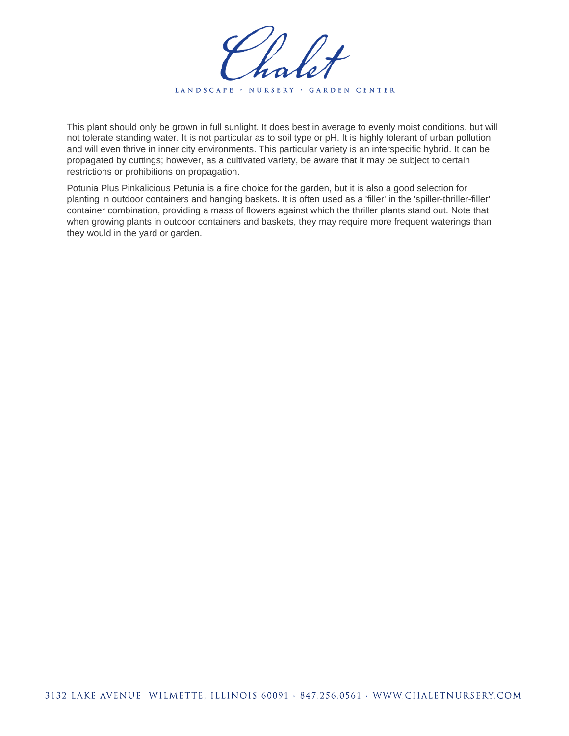This plant should only be grown in full sunlight. It does best in average to evenly moist conditions, but will not tolerate standing water. It is not particular as to soil type or pH. It is highly tolerant of urban pollution and will even thrive in inner city environments. This particular variety is an interspecific hybrid. It can be propagated by cuttings; however, as a cultivated variety, be aware that it may be subject to certain restrictions or prohibitions on propagation.

Potunia Plus Pinkalicious Petunia is a fine choice for the garden, but it is also a good selection for planting in outdoor containers and hanging baskets. It is often used as a 'filler' in the 'spiller-thriller-filler' container combination, providing a mass of flowers against which the thriller plants stand out. Note that when growing plants in outdoor containers and baskets, they may require more frequent waterings than they would in the yard or garden.